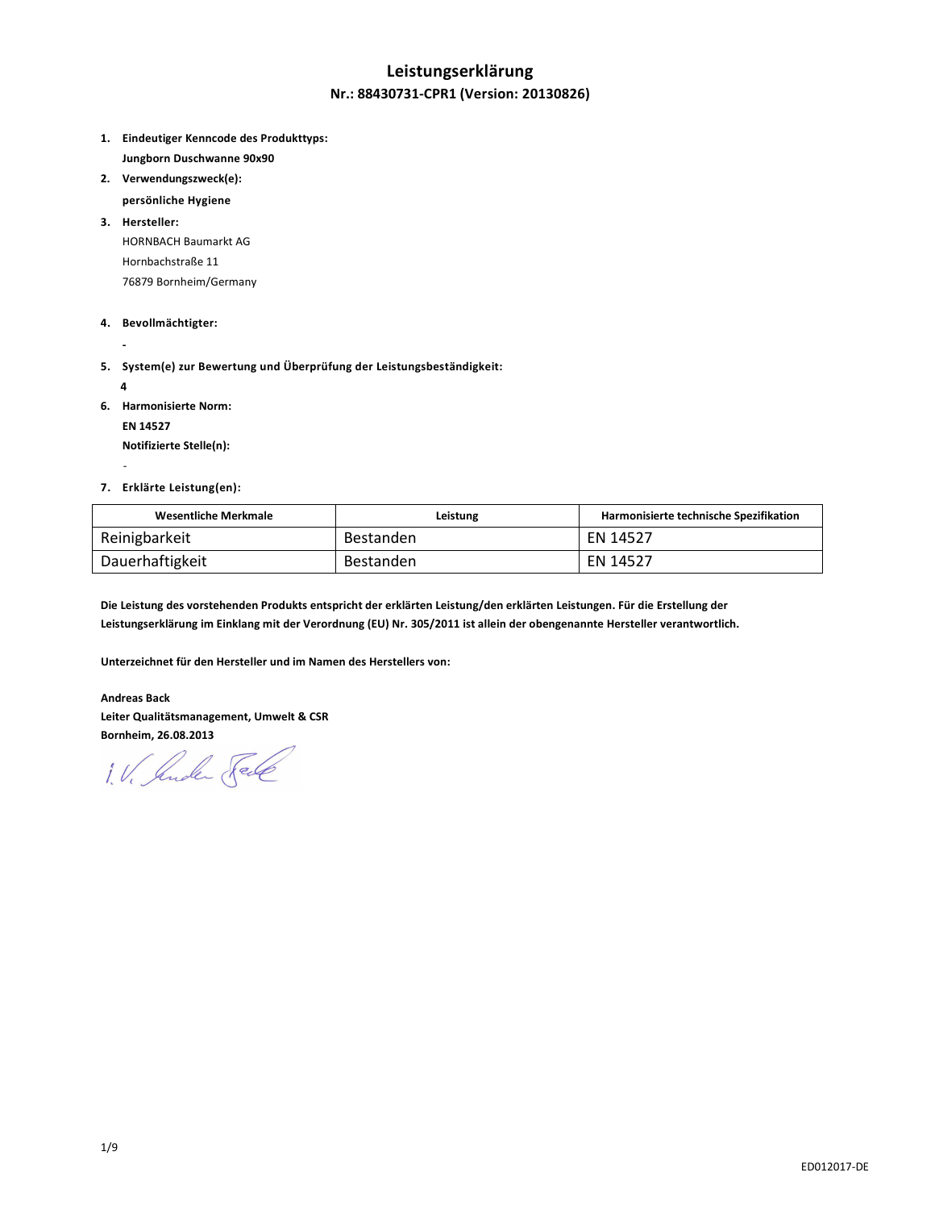# Leistungserklärung

## Nr.: 88430731-CPR1 (Version: 20130826)

1. **Eindeutiger Kenncode des Produkttyps:**
   **Jungborn Duschwanne 90x90**
2. **Verwendungszweck(e):**
   **persönliche Hygiene**
3. **Hersteller:**
   HORNBACH Baumarkt AG
   Hornbachstraße 11
   76879 Bornheim/Germany
4. **Bevollmächtigter:**
   -
5. **System(e) zur Bewertung und Überprüfung der Leistungsbeständigkeit:**
   **4**
6. **Harmonisierte Norm:**
   **EN 14527**
   **Notifizierte Stelle(n):**
   -
7. **Erklärte Leistung(en):**

| Wesentliche Merkmale | Leistung | Harmonisierte technische Spezifikation |
| --- | --- | --- |
| Reinigbarkeit | Bestanden | EN 14527 |
| Dauerhaftigkeit | Bestanden | EN 14527 |

**Die Leistung des vorstehenden Produkts entspricht der erklärten Leistung/den erklärten Leistungen. Für die Erstellung der Leistungserklärung im Einklang mit der Verordnung (EU) Nr. 305/2011 ist allein der obengenannte Hersteller verantwortlich.**

**Unterzeichnet für den Hersteller und im Namen des Herstellers von:**

**Andreas Back**
**Leiter Qualitätsmanagement, Umwelt & CSR**
**Bornheim, 26.08.2013**

i. V. Andreas Back

ED012017-DE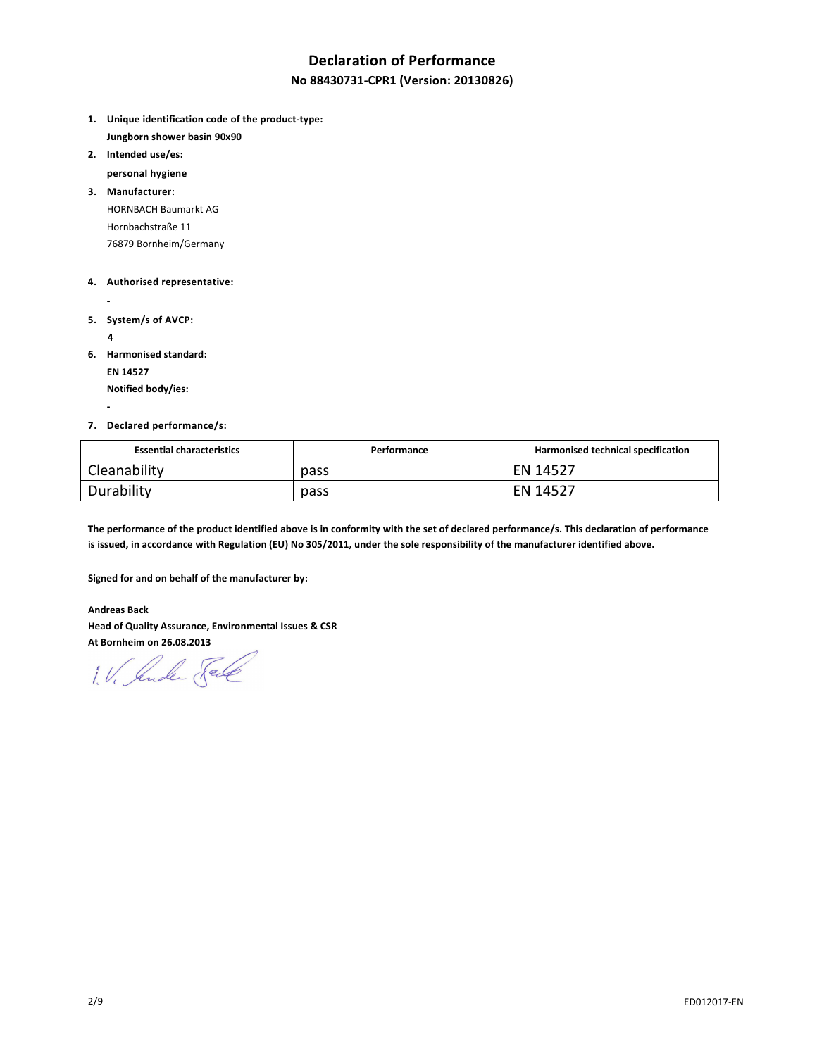# Declaration of Performance

## No 88430731-CPR1 (Version: 20130826)

1. **Unique identification code of the product-type:**
   **Jungborn shower basin 90x90**
2. **Intended use/es:**
   **personal hygiene**
3. **Manufacturer:**
   HORNBACH Baumarkt AG
   Hornbachstraße 11
   76879 Bornheim/Germany
4. **Authorised representative:**
   -
5. **System/s of AVCP:**
   **4**
6. **Harmonised standard:**
   **EN 14527**
   **Notified body/ies:**
   -
7. **Declared performance/s:**

| Essential characteristics | Performance | Harmonised technical specification |
|---|---|---|
| Cleanability | pass | EN 14527 |
| Durability | pass | EN 14527 |

**The performance of the product identified above is in conformity with the set of declared performance/s. This declaration of performance is issued, in accordance with Regulation (EU) No 305/2011, under the sole responsibility of the manufacturer identified above.**

**Signed for and on behalf of the manufacturer by:**

**Andreas Back**
**Head of Quality Assurance, Environmental Issues & CSR**
**At Bornheim on 26.08.2013**

i.V. Andreas Back

ED012017-EN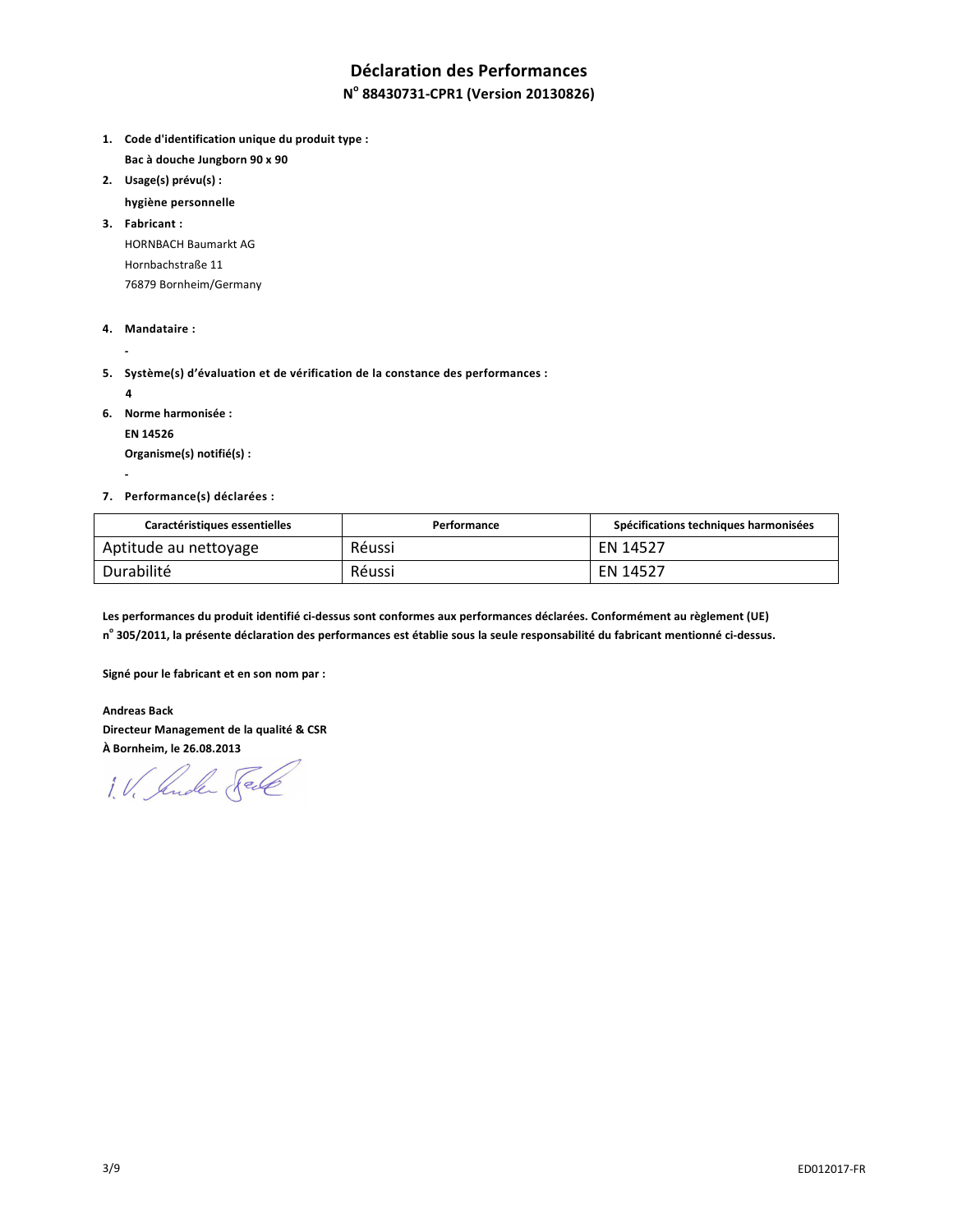# Déclaration des Performances

## N° 88430731-CPR1 (Version 20130826)

1. **Code d'identification unique du produit type :**

   **Bac à douche Jungborn 90 x 90**

2. **Usage(s) prévu(s) :**

   **hygiène personnelle**

3. **Fabricant :**

   HORNBACH Baumarkt AG

   Hornbachstraße 11

   76879 Bornheim/Germany

4. **Mandataire :**

   **-**

5. **Système(s) d'évaluation et de vérification de la constance des performances :**

   **4**

6. **Norme harmonisée :**

   **EN 14526**

   **Organisme(s) notifié(s) :**

   **-**

7. **Performance(s) déclarées :**

| Caractéristiques essentielles | Performance | Spécifications techniques harmonisées |
|---|---|---|
| Aptitude au nettoyage | Réussi | EN 14527 |
| Durabilité | Réussi | EN 14527 |

**Les performances du produit identifié ci-dessus sont conformes aux performances déclarées. Conformément au règlement (UE) n° 305/2011, la présente déclaration des performances est établie sous la seule responsabilité du fabricant mentionné ci-dessus.**

**Signé pour le fabricant et en son nom par :**

**Andreas Back**
**Directeur Management de la qualité & CSR**
**À Bornheim, le 26.08.2013**

i.V. Andreas Back

ED012017-FR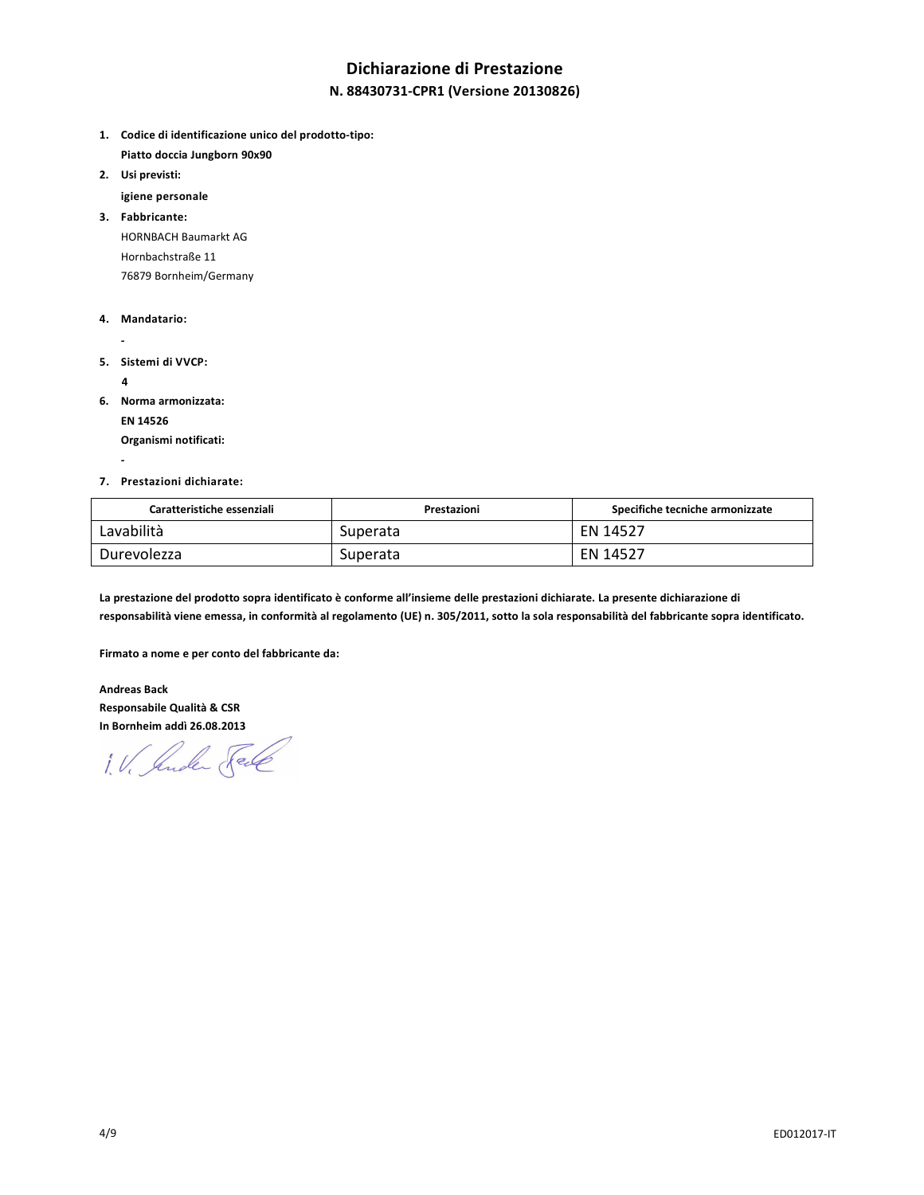# Dichiarazione di Prestazione

## N. 88430731-CPR1 (Versione 20130826)

1. **Codice di identificazione unico del prodotto-tipo:**
   **Piatto doccia Jungborn 90x90**
2. **Usi previsti:**
   **igiene personale**
3. **Fabbricante:**
   HORNBACH Baumarkt AG
   Hornbachstraße 11
   76879 Bornheim/Germany
4. **Mandatario:**
   -
5. **Sistemi di VVCP:**
   **4**
6. **Norma armonizzata:**
   **EN 14526**
   **Organismi notificati:**
   -
7. **Prestazioni dichiarate:**

| Caratteristiche essenziali | Prestazioni | Specifiche tecniche armonizzate |
| --- | --- | --- |
| Lavabilità | Superata | EN 14527 |
| Durevolezza | Superata | EN 14527 |

**La prestazione del prodotto sopra identificato è conforme all'insieme delle prestazioni dichiarate. La presente dichiarazione di responsabilità viene emessa, in conformità al regolamento (UE) n. 305/2011, sotto la sola responsabilità del fabbricante sopra identificato.**

**Firmato a nome e per conto del fabbricante da:**

**Andreas Back**
**Responsabile Qualità & CSR**
**In Bornheim addì 26.08.2013**

ED012017-IT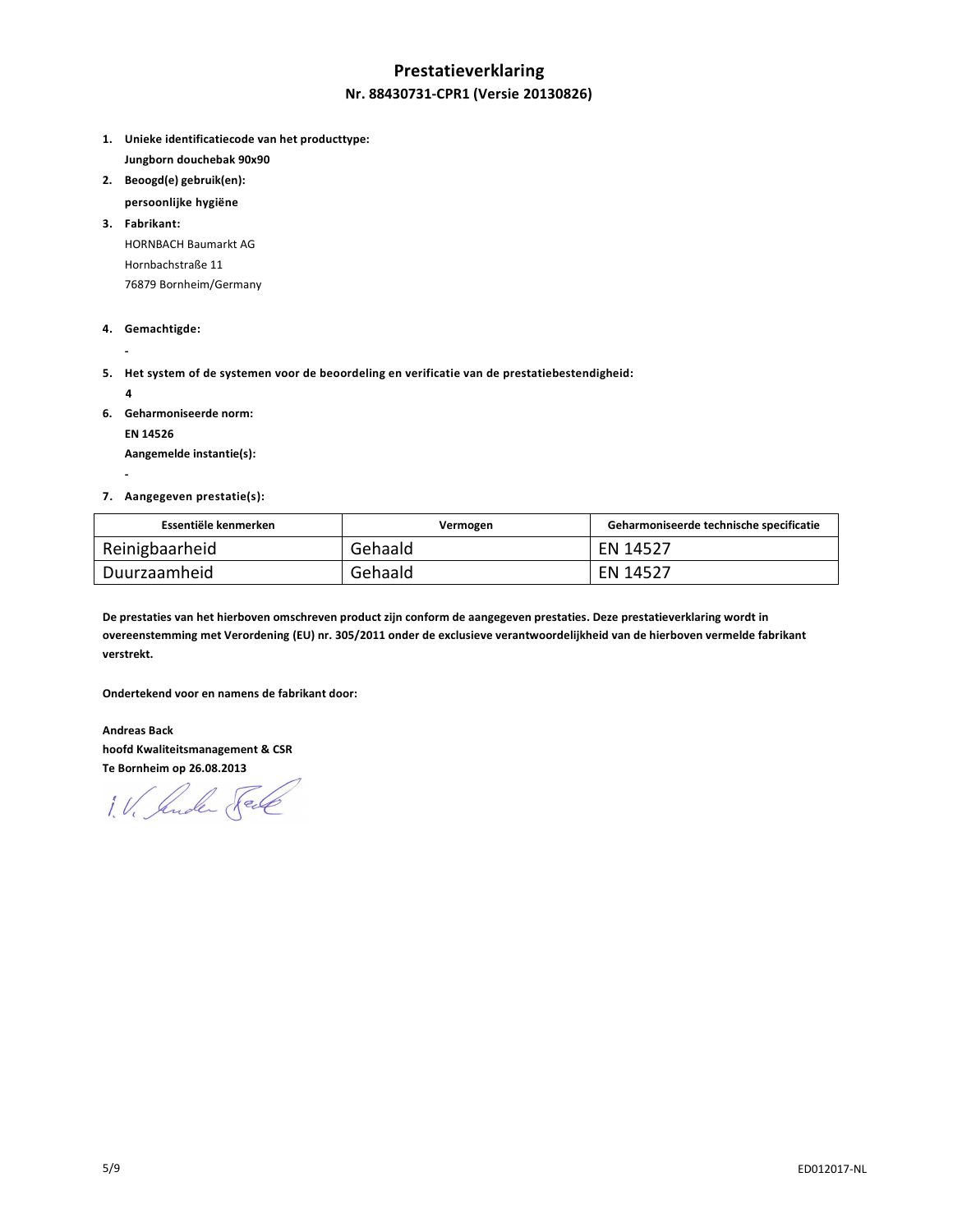# Prestatieverklaring

## Nr. 88430731-CPR1 (Versie 20130826)

1. **Unieke identificatiecode van het producttype:**
   **Jungborn douchebak 90x90**
2. **Beoogd(e) gebruik(en):**
   **persoonlijke hygiëne**
3. **Fabrikant:**
   HORNBACH Baumarkt AG
   Hornbachstraße 11
   76879 Bornheim/Germany
4. **Gemachtigde:**
   **-**
5. **Het system of de systemen voor de beoordeling en verificatie van de prestatiebestendigheid:**
   **4**
6. **Geharmoniseerde norm:**
   **EN 14526**
   **Aangemelde instantie(s):**
   **-**
7. **Aangegeven prestatie(s):**

| Essentiële kenmerken | Vermogen | Geharmoniseerde technische specificatie |
| --- | --- | --- |
| Reinigbaarheid | Gehaald | EN 14527 |
| Duurzaamheid | Gehaald | EN 14527 |

**De prestaties van het hierboven omschreven product zijn conform de aangegeven prestaties. Deze prestatieverklaring wordt in overeenstemming met Verordening (EU) nr. 305/2011 onder de exclusieve verantwoordelijkheid van de hierboven vermelde fabrikant verstrekt.**

**Ondertekend voor en namens de fabrikant door:**

**Andreas Back**
**hoofd Kwaliteitsmanagement & CSR**
**Te Bornheim op 26.08.2013**

i.V. Andreas Back

ED012017-NL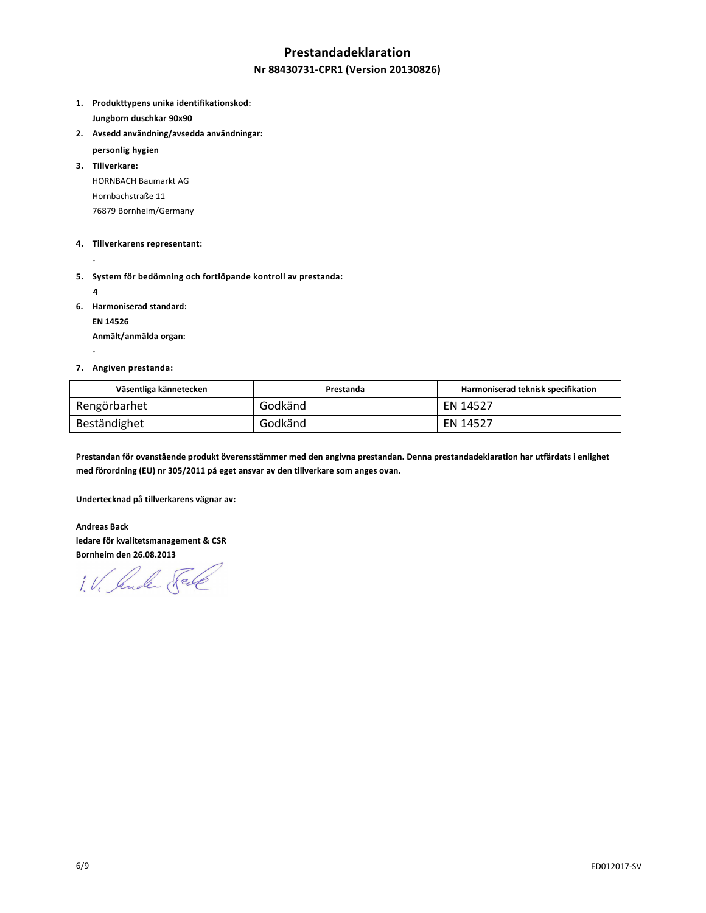# Prestandadeklaration

## Nr 88430731-CPR1 (Version 20130826)

1. **Produkttypens unika identifikationskod:**
   **Jungborn duschkar 90x90**
2. **Avsedd användning/avsedda användningar:**
   **personlig hygien**
3. **Tillverkare:**
   HORNBACH Baumarkt AG
   Hornbachstraße 11
   76879 Bornheim/Germany
4. **Tillverkarens representant:**
   -
5. **System för bedömning och fortlöpande kontroll av prestanda:**
   **4**
6. **Harmoniserad standard:**
   **EN 14526**
   **Anmält/anmälda organ:**
   -
7. **Angiven prestanda:**

| Väsentliga kännetecken | Prestanda | Harmoniserad teknisk specifikation |
|---|---|---|
| Rengörbarhet | Godkänd | EN 14527 |
| Beständighet | Godkänd | EN 14527 |

**Prestandan för ovanstående produkt överensstämmer med den angivna prestandan. Denna prestandadeklaration har utfärdats i enlighet med förordning (EU) nr 305/2011 på eget ansvar av den tillverkare som anges ovan.**

**Undertecknad på tillverkarens vägnar av:**

**Andreas Back**
**ledare för kvalitetsmanagement & CSR**
**Bornheim den 26.08.2013**

i.V. Andreas Back

ED012017-SV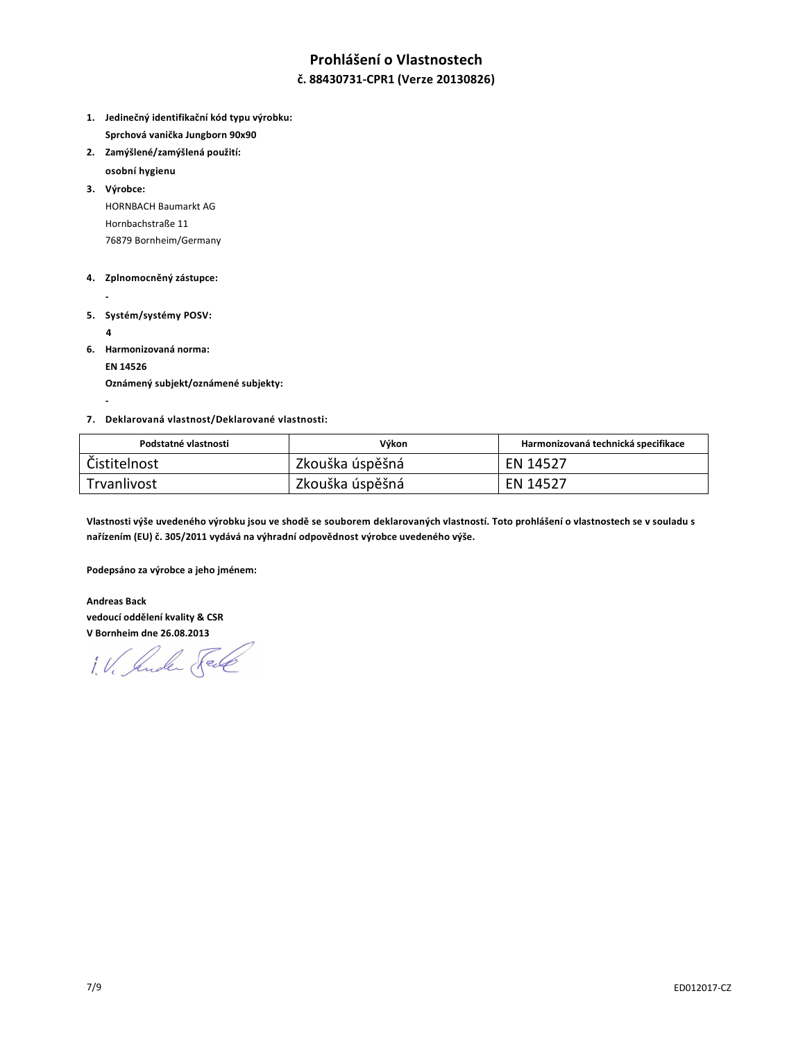# Prohlášení o Vlastnostech

## č. 88430731-CPR1 (Verze 20130826)

1. **Jedinečný identifikační kód typu výrobku:**
   **Sprchová vanička Jungborn 90x90**
2. **Zamýšlené/zamýšlená použití:**
   **osobní hygienu**
3. **Výrobce:**
   HORNBACH Baumarkt AG
   Hornbachstraße 11
   76879 Bornheim/Germany
4. **Zplnomocněný zástupce:**
   **-**
5. **Systém/systémy POSV:**
   **4**
6. **Harmonizovaná norma:**
   **EN 14526**
   **Oznámený subjekt/oznámené subjekty:**
   **-**
7. **Deklarovaná vlastnost/Deklarované vlastnosti:**

| Podstatné vlastnosti | Výkon | Harmonizovaná technická specifikace |
|---|---|---|
| Čistitelnost | Zkouška úspěšná | EN 14527 |
| Trvanlivost | Zkouška úspěšná | EN 14527 |

**Vlastnosti výše uvedeného výrobku jsou ve shodě se souborem deklarovaných vlastností. Toto prohlášení o vlastnostech se v souladu s nařízením (EU) č. 305/2011 vydává na výhradní odpovědnost výrobce uvedeného výše.**

**Podepsáno za výrobce a jeho jménem:**

**Andreas Back**
**vedoucí oddělení kvality & CSR**
**V Bornheim dne 26.08.2013**

i.V. Andreas Back

ED012017-CZ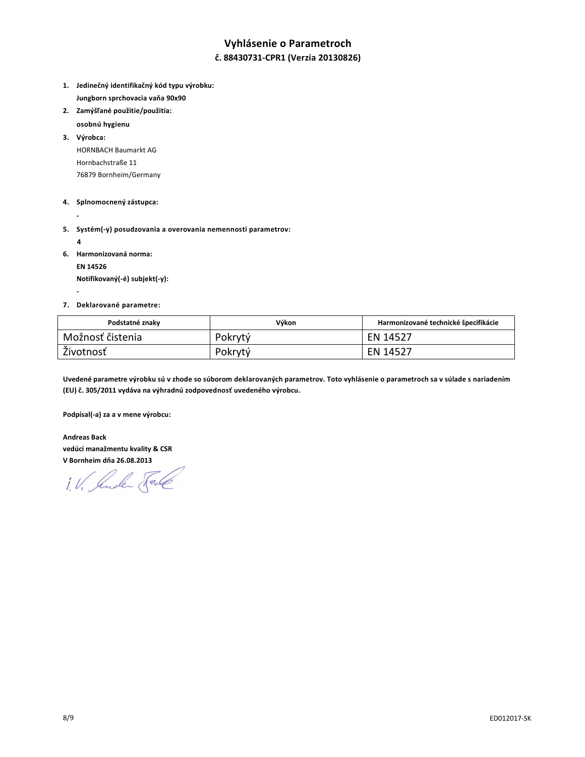# Vyhlásenie o Parametroch

## č. 88430731-CPR1 (Verzia 20130826)

1. **Jedinečný identifikačný kód typu výrobku:**
   **Jungborn sprchovacia vaňa 90x90**
2. **Zamýšľané použitie/použitia:**
   **osobnú hygienu**
3. **Výrobca:**
   HORNBACH Baumarkt AG
   Hornbachstraße 11
   76879 Bornheim/Germany
4. **Splnomocnený zástupca:**
   -
5. **Systém(-y) posudzovania a overovania nemennosti parametrov:**
   **4**
6. **Harmonizovaná norma:**
   **EN 14526**
   **Notifikovaný(-é) subjekt(-y):**
   -
7. **Deklarované parametre:**

| Podstatné znaky | Výkon | Harmonizované technické špecifikácie |
|---|---|---|
| Možnosť čistenia | Pokrytý | EN 14527 |
| Životnosť | Pokrytý | EN 14527 |

**Uvedené parametre výrobku sú v zhode so súborom deklarovaných parametrov. Toto vyhlásenie o parametroch sa v súlade s nariadením (EU) č. 305/2011 vydáva na výhradnú zodpovednosť uvedeného výrobcu.**

**Podpísal(-a) za a v mene výrobcu:**

**Andreas Back**
**vedúci manažmentu kvality & CSR**
**V Bornheim dňa 26.08.2013**

i. V. Andreas Back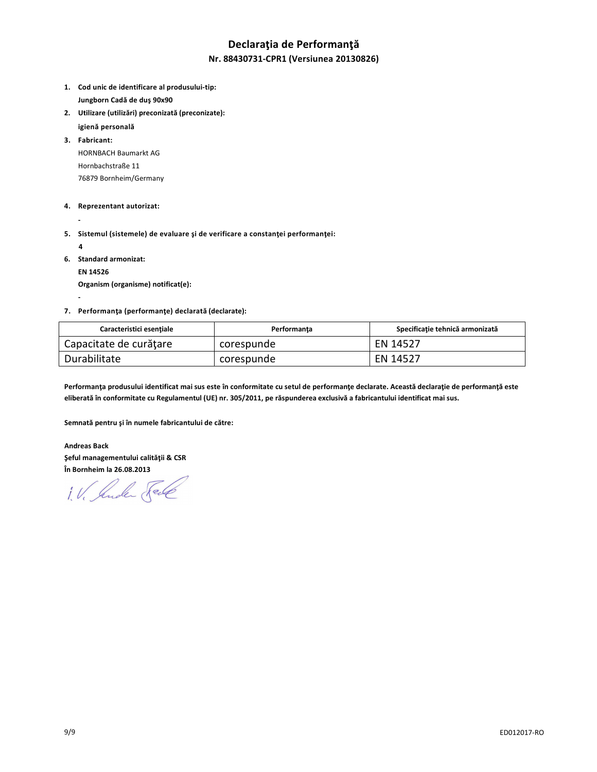# Declaraţia de Performanţă

## Nr. 88430731-CPR1 (Versiunea 20130826)

1. **Cod unic de identificare al produsului-tip:**
   **Jungborn Cadă de duş 90x90**
2. **Utilizare (utilizări) preconizată (preconizate):**
   **igienă personală**
3. **Fabricant:**
   HORNBACH Baumarkt AG
   Hornbachstraße 11
   76879 Bornheim/Germany
4. **Reprezentant autorizat:**
   **-**
5. **Sistemul (sistemele) de evaluare şi de verificare a constanţei performanţei:**
   **4**
6. **Standard armonizat:**
   **EN 14526**
   **Organism (organisme) notificat(e):**
   **-**
7. **Performanţa (performanţe) declarată (declarate):**

| Caracteristici esenţiale | Performanţa | Specificaţie tehnică armonizată |
|---|---|---|
| Capacitate de curăţare | corespunde | EN 14527 |
| Durabilitate | corespunde | EN 14527 |

**Performanţa produsului identificat mai sus este în conformitate cu setul de performanţe declarate. Această declaraţie de performanţă este eliberată în conformitate cu Regulamentul (UE) nr. 305/2011, pe răspunderea exclusivă a fabricantului identificat mai sus.**

**Semnată pentru şi în numele fabricantului de către:**

**Andreas Back**
**Şeful managementului calităţii & CSR**
**În Bornheim la 26.08.2013**

i.V. Andreas Back

ED012017-RO